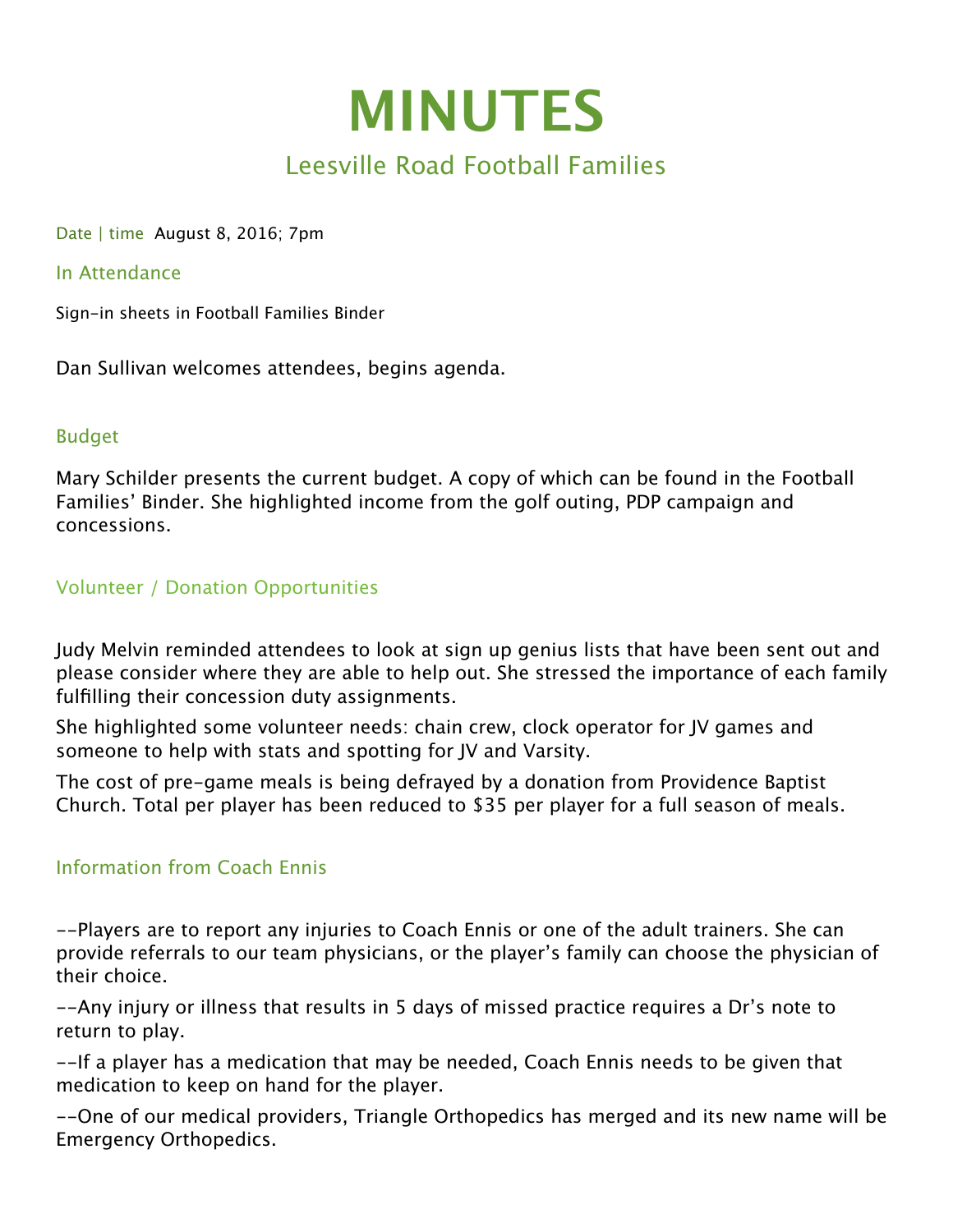# MINUTES

## Leesville Road Football Families

Date | time August 8, 2016; 7pm

### In Attendance

Sign-in sheets in Football Families Binder

Dan Sullivan welcomes attendees, begins agenda.

### Budget

Mary Schilder presents the current budget. A copy of which can be found in the Football Families' Binder. She highlighted income from the golf outing, PDP campaign and concessions.

### Volunteer / Donation Opportunities

Judy Melvin reminded attendees to look at sign up genius lists that have been sent out and please consider where they are able to help out. She stressed the importance of each family fulfilling their concession duty assignments.

She highlighted some volunteer needs: chain crew, clock operator for JV games and someone to help with stats and spotting for JV and Varsity.

The cost of pre-game meals is being defrayed by a donation from Providence Baptist Church. Total per player has been reduced to $35 per player for a full season of meals.

### Information from Coach Ennis

--Players are to report any injuries to Coach Ennis or one of the adult trainers. She can provide referrals to our team physicians, or the player's family can choose the physician of their choice.

--Any injury or illness that results in 5 days of missed practice requires a Dr's note to return to play.

--If a player has a medication that may be needed, Coach Ennis needs to be given that medication to keep on hand for the player.

--One of our medical providers, Triangle Orthopedics has merged and its new name will be Emergency Orthopedics.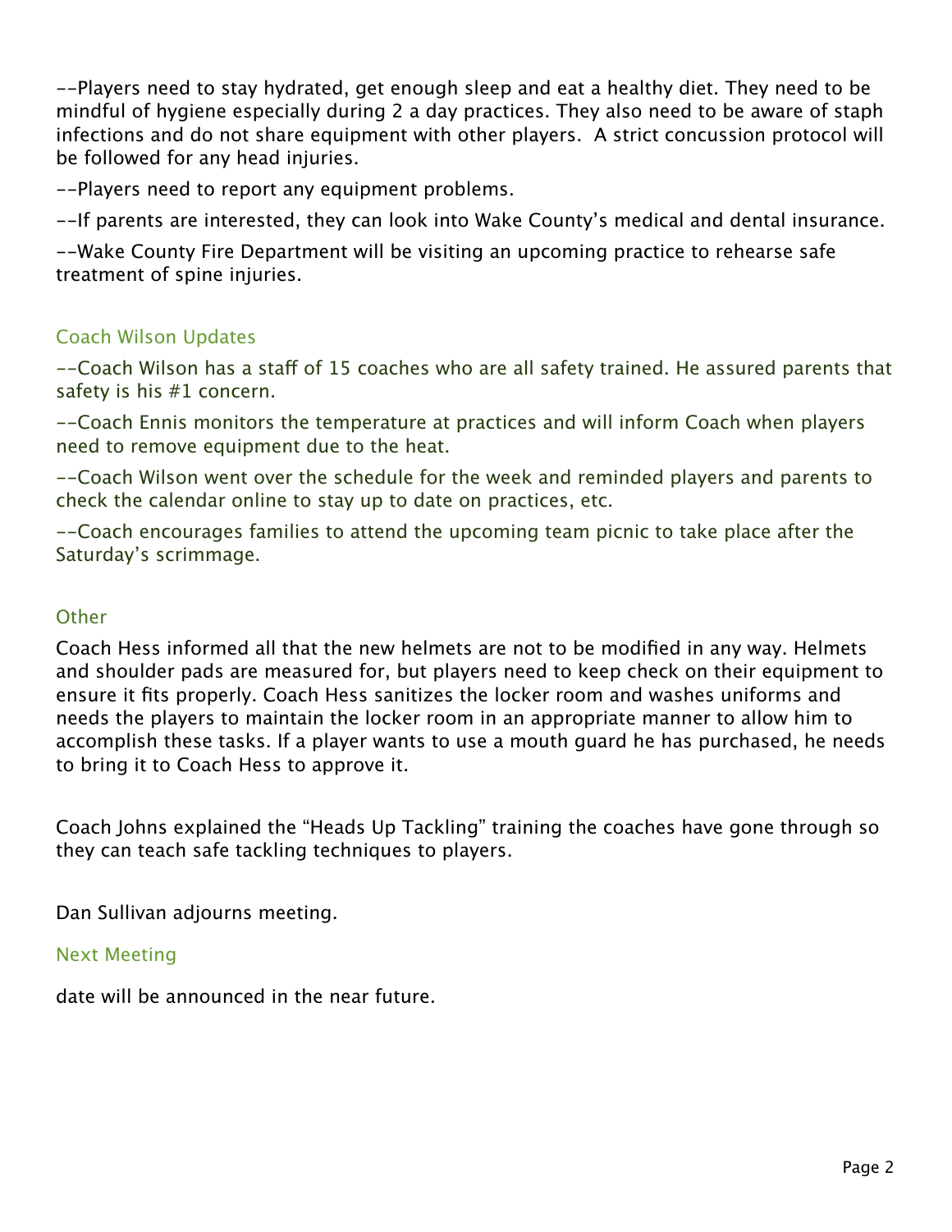--Players need to stay hydrated, get enough sleep and eat a healthy diet. They need to be mindful of hygiene especially during 2 a day practices. They also need to be aware of staph infections and do not share equipment with other players. A strict concussion protocol will be followed for any head injuries.

--Players need to report any equipment problems.

--If parents are interested, they can look into Wake County's medical and dental insurance.

--Wake County Fire Department will be visiting an upcoming practice to rehearse safe treatment of spine injuries.

## Coach Wilson Updates

--Coach Wilson has a staff of 15 coaches who are all safety trained. He assured parents that safety is his #1 concern.

--Coach Ennis monitors the temperature at practices and will inform Coach when players need to remove equipment due to the heat.

--Coach Wilson went over the schedule for the week and reminded players and parents to check the calendar online to stay up to date on practices, etc.

--Coach encourages families to attend the upcoming team picnic to take place after the Saturday's scrimmage.

## Other

Coach Hess informed all that the new helmets are not to be modified in any way. Helmets and shoulder pads are measured for, but players need to keep check on their equipment to ensure it fits properly. Coach Hess sanitizes the locker room and washes uniforms and needs the players to maintain the locker room in an appropriate manner to allow him to accomplish these tasks. If a player wants to use a mouth guard he has purchased, he needs to bring it to Coach Hess to approve it.

Coach Johns explained the "Heads Up Tackling" training the coaches have gone through so they can teach safe tackling techniques to players.

Dan Sullivan adjourns meeting.

## Next Meeting

date will be announced in the near future.